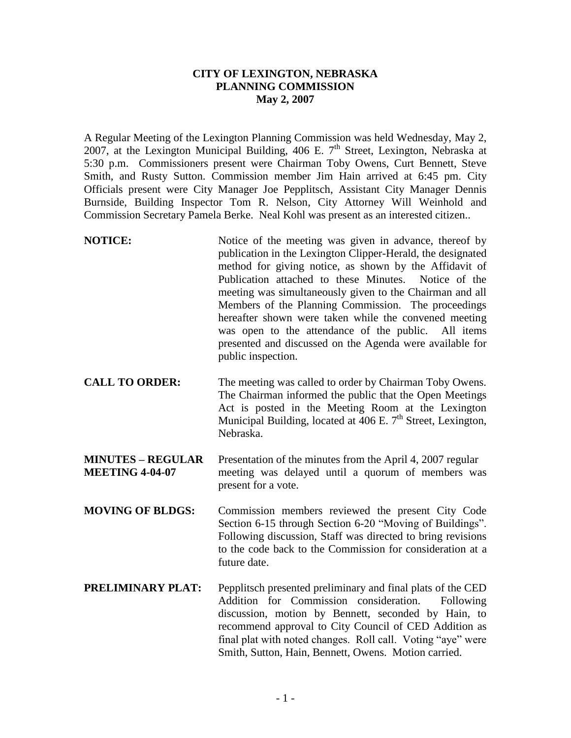**CITY OF LEXINGTON, NEBRASKA**
**PLANNING COMMISSION**
**May 2, 2007**

A Regular Meeting of the Lexington Planning Commission was held Wednesday, May 2, 2007, at the Lexington Municipal Building, 406 E. 7th Street, Lexington, Nebraska at 5:30 p.m. Commissioners present were Chairman Toby Owens, Curt Bennett, Steve Smith, and Rusty Sutton. Commission member Jim Hain arrived at 6:45 pm. City Officials present were City Manager Joe Pepplitsch, Assistant City Manager Dennis Burnside, Building Inspector Tom R. Nelson, City Attorney Will Weinhold and Commission Secretary Pamela Berke. Neal Kohl was present as an interested citizen..

**NOTICE:** Notice of the meeting was given in advance, thereof by publication in the Lexington Clipper-Herald, the designated method for giving notice, as shown by the Affidavit of Publication attached to these Minutes. Notice of the meeting was simultaneously given to the Chairman and all Members of the Planning Commission. The proceedings hereafter shown were taken while the convened meeting was open to the attendance of the public. All items presented and discussed on the Agenda were available for public inspection.

**CALL TO ORDER:** The meeting was called to order by Chairman Toby Owens. The Chairman informed the public that the Open Meetings Act is posted in the Meeting Room at the Lexington Municipal Building, located at 406 E. 7th Street, Lexington, Nebraska.

**MINUTES – REGULAR MEETING 4-04-07** Presentation of the minutes from the April 4, 2007 regular meeting was delayed until a quorum of members was present for a vote.

**MOVING OF BLDGS:** Commission members reviewed the present City Code Section 6-15 through Section 6-20 "Moving of Buildings". Following discussion, Staff was directed to bring revisions to the code back to the Commission for consideration at a future date.

**PRELIMINARY PLAT:** Pepplitsch presented preliminary and final plats of the CED Addition for Commission consideration. Following discussion, motion by Bennett, seconded by Hain, to recommend approval to City Council of CED Addition as final plat with noted changes. Roll call. Voting "aye" were Smith, Sutton, Hain, Bennett, Owens. Motion carried.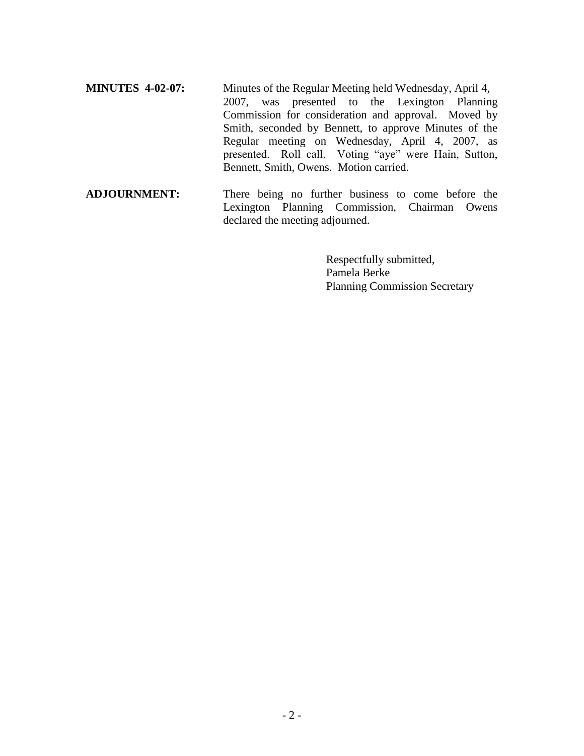**MINUTES 4-02-07:** Minutes of the Regular Meeting held Wednesday, April 4, 2007, was presented to the Lexington Planning Commission for consideration and approval. Moved by Smith, seconded by Bennett, to approve Minutes of the Regular meeting on Wednesday, April 4, 2007, as presented. Roll call. Voting "aye" were Hain, Sutton, Bennett, Smith, Owens. Motion carried.

**ADJOURNMENT:** There being no further business to come before the Lexington Planning Commission, Chairman Owens declared the meeting adjourned.

Respectfully submitted,
Pamela Berke
Planning Commission Secretary